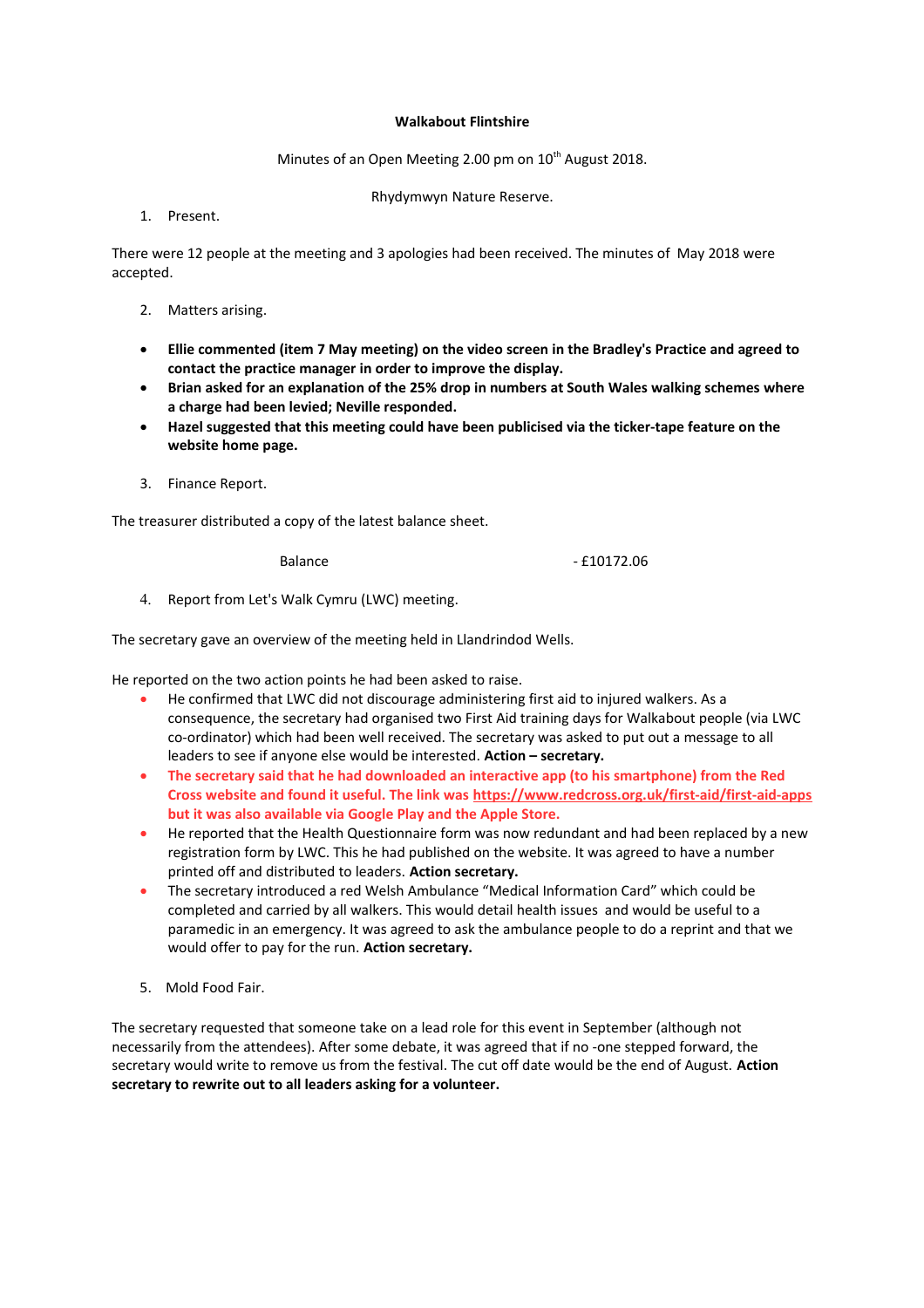**Walkabout Flintshire**

Minutes of an Open Meeting 2.00 pm on 10th August 2018.

Rhydymwyn Nature Reserve.

1. Present.

There were 12 people at the meeting and 3 apologies had been received. The minutes of May 2018 were accepted.

2. Matters arising.

- **Ellie commented (item 7 May meeting) on the video screen in the Bradley's Practice and agreed to contact the practice manager in order to improve the display.**
- **Brian asked for an explanation of the 25% drop in numbers at South Wales walking schemes where a charge had been levied; Neville responded.**
- **Hazel suggested that this meeting could have been publicised via the ticker-tape feature on the website home page.**

3. Finance Report.

The treasurer distributed a copy of the latest balance sheet.

| Balance | - £10172.06 |
|---|---|

4. Report from Let's Walk Cymru (LWC) meeting.

The secretary gave an overview of the meeting held in Llandrindod Wells.

He reported on the two action points he had been asked to raise.

- He confirmed that LWC did not discourage administering first aid to injured walkers. As a consequence, the secretary had organised two First Aid training days for Walkabout people (via LWC co-ordinator) which had been well received. The secretary was asked to put out a message to all leaders to see if anyone else would be interested. **Action – secretary.**
- **The secretary said that he had downloaded an interactive app (to his smartphone) from the Red Cross website and found it useful. The link was https://www.redcross.org.uk/first-aid/first-aid-apps but it was also available via Google Play and the Apple Store.**
- He reported that the Health Questionnaire form was now redundant and had been replaced by a new registration form by LWC. This he had published on the website. It was agreed to have a number printed off and distributed to leaders. **Action secretary.**
- The secretary introduced a red Welsh Ambulance "Medical Information Card" which could be completed and carried by all walkers. This would detail health issues and would be useful to a paramedic in an emergency. It was agreed to ask the ambulance people to do a reprint and that we would offer to pay for the run. **Action secretary.**

5. Mold Food Fair.

The secretary requested that someone take on a lead role for this event in September (although not necessarily from the attendees). After some debate, it was agreed that if no -one stepped forward, the secretary would write to remove us from the festival. The cut off date would be the end of August. **Action secretary to rewrite out to all leaders asking for a volunteer.**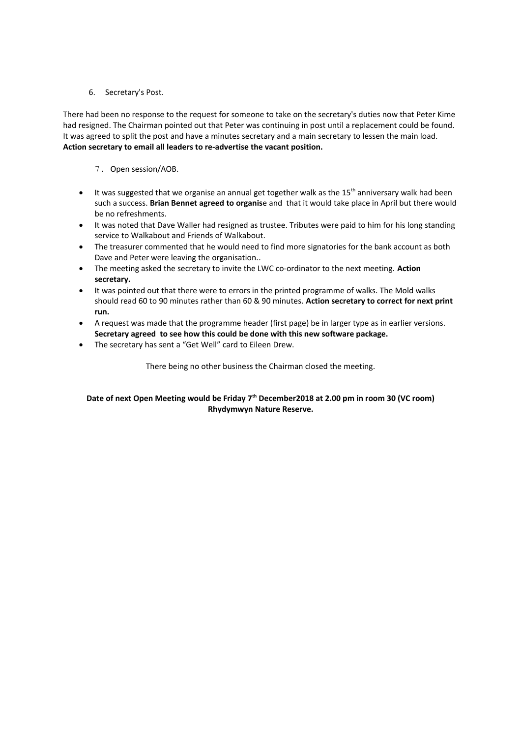6. Secretary's Post.

There had been no response to the request for someone to take on the secretary's duties now that Peter Kime had resigned. The Chairman pointed out that Peter was continuing in post until a replacement could be found. It was agreed to split the post and have a minutes secretary and a main secretary to lessen the main load. **Action secretary to email all leaders to re-advertise the vacant position.**

7. Open session/AOB.

- It was suggested that we organise an annual get together walk as the 15th anniversary walk had been such a success. **Brian Bennet agreed to organis**e and that it would take place in April but there would be no refreshments.
- It was noted that Dave Waller had resigned as trustee. Tributes were paid to him for his long standing service to Walkabout and Friends of Walkabout.
- The treasurer commented that he would need to find more signatories for the bank account as both Dave and Peter were leaving the organisation..
- The meeting asked the secretary to invite the LWC co-ordinator to the next meeting. **Action secretary.**
- It was pointed out that there were to errors in the printed programme of walks. The Mold walks should read 60 to 90 minutes rather than 60 & 90 minutes. **Action secretary to correct for next print run.**
- A request was made that the programme header (first page) be in larger type as in earlier versions. **Secretary agreed to see how this could be done with this new software package.**
- The secretary has sent a "Get Well" card to Eileen Drew.

There being no other business the Chairman closed the meeting.

**Date of next Open Meeting would be Friday 7th December2018 at 2.00 pm in room 30 (VC room) Rhydymwyn Nature Reserve.**